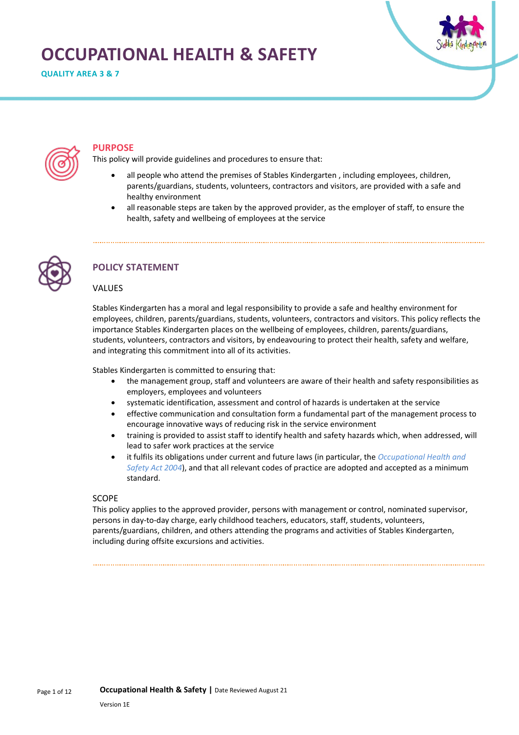# OCCUPATIONAL HEALTH & SAFETY

**QUALITY AREA 3 & 7**

## PURPOSE

This policy will provide guidelines and procedures to ensure that:

- all people who attend the premises of Stables Kindergarten , including employees, children, parents/guardians, students, volunteers, contractors and visitors, are provided with a safe and healthy environment
- all reasonable steps are taken by the approved provider, as the employer of staff, to ensure the health, safety and wellbeing of employees at the service

## POLICY STATEMENT

### VALUES

Stables Kindergarten has a moral and legal responsibility to provide a safe and healthy environment for employees, children, parents/guardians, students, volunteers, contractors and visitors. This policy reflects the importance Stables Kindergarten places on the wellbeing of employees, children, parents/guardians, students, volunteers, contractors and visitors, by endeavouring to protect their health, safety and welfare, and integrating this commitment into all of its activities.

Stables Kindergarten is committed to ensuring that:

- the management group, staff and volunteers are aware of their health and safety responsibilities as employers, employees and volunteers
- systematic identification, assessment and control of hazards is undertaken at the service
- effective communication and consultation form a fundamental part of the management process to encourage innovative ways of reducing risk in the service environment
- training is provided to assist staff to identify health and safety hazards which, when addressed, will lead to safer work practices at the service
- it fulfils its obligations under current and future laws (in particular, the *Occupational Health and Safety Act 2004*), and that all relevant codes of practice are adopted and accepted as a minimum standard.

### SCOPE

This policy applies to the approved provider, persons with management or control, nominated supervisor, persons in day-to-day charge, early childhood teachers, educators, staff, students, volunteers, parents/guardians, children, and others attending the programs and activities of Stables Kindergarten, including during offsite excursions and activities.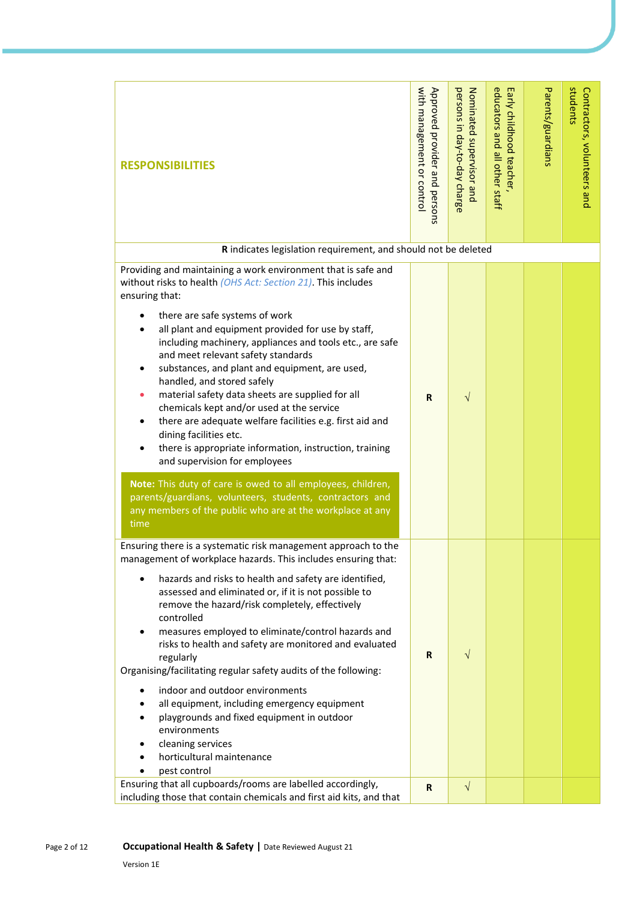| RESPONSIBILITIES | Approved provider and persons with management or control | Nominated supervisor and persons in day-to-day charge | Early childhood teacher, educators and all other staff | Parents/guardians | Contractors, volunteers and students |
|---|---|---|---|---|---|
| **R** indicates legislation requirement, and should not be deleted | | | | | |
| Providing and maintaining a work environment that is safe and without risks to health *(OHS Act: Section 21)*. This includes ensuring that:<br>• there are safe systems of work<br>• all plant and equipment provided for use by staff, including machinery, appliances and tools etc., are safe and meet relevant safety standards<br>• substances, and plant and equipment, are used, handled, and stored safely<br>• material safety data sheets are supplied for all chemicals kept and/or used at the service<br>• there are adequate welfare facilities e.g. first aid and dining facilities etc.<br>• there is appropriate information, instruction, training and supervision for employees<br>**Note:** This duty of care is owed to all employees, children, parents/guardians, volunteers, students, contractors and any members of the public who are at the workplace at any time | **R** | √ | | | |
| Ensuring there is a systematic risk management approach to the management of workplace hazards. This includes ensuring that:<br>• hazards and risks to health and safety are identified, assessed and eliminated or, if it is not possible to remove the hazard/risk completely, effectively controlled<br>• measures employed to eliminate/control hazards and risks to health and safety are monitored and evaluated regularly<br>Organising/facilitating regular safety audits of the following:<br>• indoor and outdoor environments<br>• all equipment, including emergency equipment<br>• playgrounds and fixed equipment in outdoor environments<br>• cleaning services<br>• horticultural maintenance<br>• pest control | **R** | √ | | | |
| Ensuring that all cupboards/rooms are labelled accordingly, including those that contain chemicals and first aid kits, and that | **R** | √ | | | |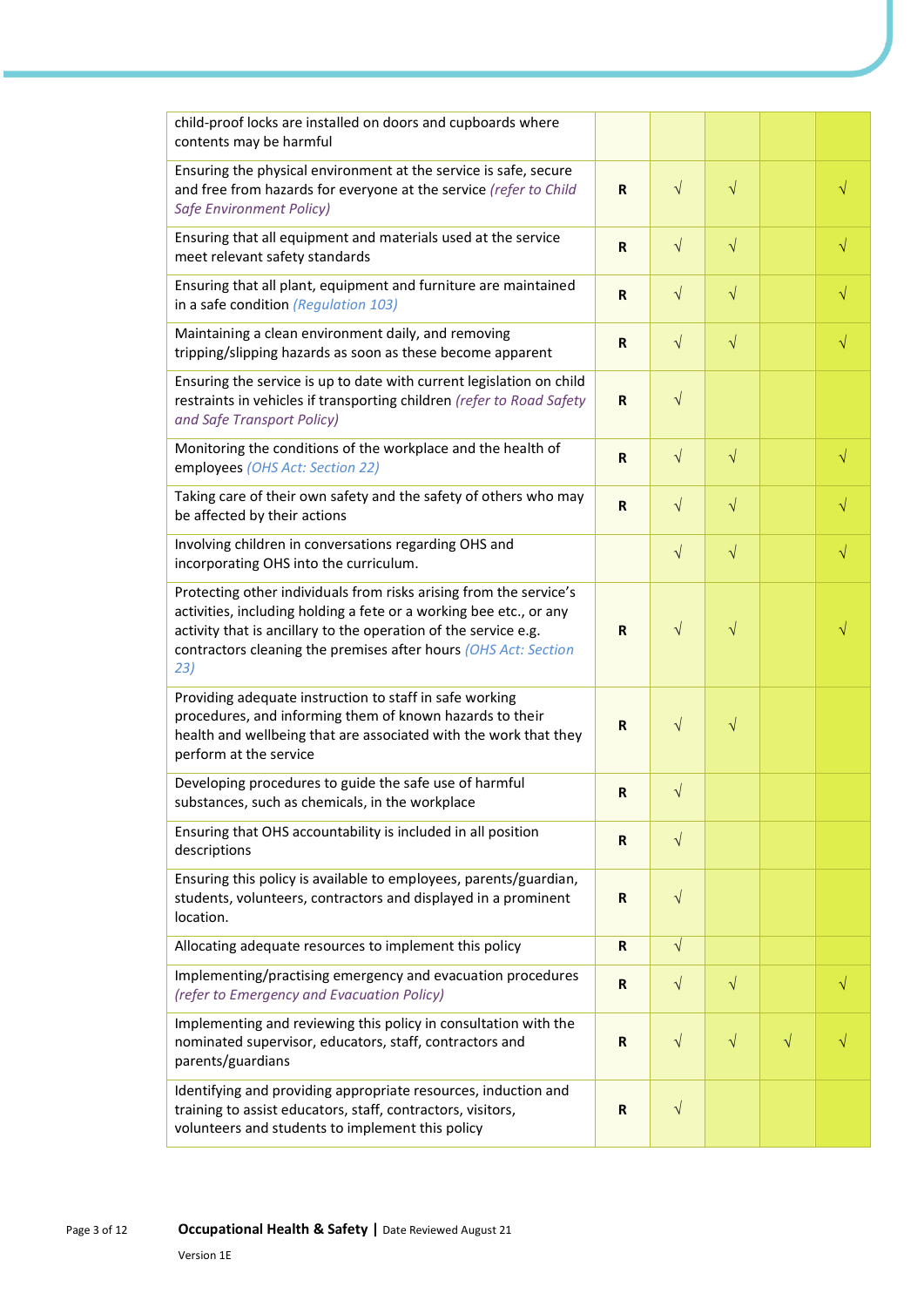| | | | | | |
|---|---|---|---|---|---|
| child-proof locks are installed on doors and cupboards where contents may be harmful | | | | | |
| Ensuring the physical environment at the service is safe, secure and free from hazards for everyone at the service *(refer to Child Safe Environment Policy)* | **R** | √ | √ | | √ |
| Ensuring that all equipment and materials used at the service meet relevant safety standards | **R** | √ | √ | | √ |
| Ensuring that all plant, equipment and furniture are maintained in a safe condition *(Regulation 103)* | **R** | √ | √ | | √ |
| Maintaining a clean environment daily, and removing tripping/slipping hazards as soon as these become apparent | **R** | √ | √ | | √ |
| Ensuring the service is up to date with current legislation on child restraints in vehicles if transporting children *(refer to Road Safety and Safe Transport Policy)* | **R** | √ | | | |
| Monitoring the conditions of the workplace and the health of employees *(OHS Act: Section 22)* | **R** | √ | √ | | √ |
| Taking care of their own safety and the safety of others who may be affected by their actions | **R** | √ | √ | | √ |
| Involving children in conversations regarding OHS and incorporating OHS into the curriculum. | | √ | √ | | √ |
| Protecting other individuals from risks arising from the service's activities, including holding a fete or a working bee etc., or any activity that is ancillary to the operation of the service e.g. contractors cleaning the premises after hours *(OHS Act: Section 23)* | **R** | √ | √ | | √ |
| Providing adequate instruction to staff in safe working procedures, and informing them of known hazards to their health and wellbeing that are associated with the work that they perform at the service | **R** | √ | √ | | |
| Developing procedures to guide the safe use of harmful substances, such as chemicals, in the workplace | **R** | √ | | | |
| Ensuring that OHS accountability is included in all position descriptions | **R** | √ | | | |
| Ensuring this policy is available to employees, parents/guardian, students, volunteers, contractors and displayed in a prominent location. | **R** | √ | | | |
| Allocating adequate resources to implement this policy | **R** | √ | | | |
| Implementing/practising emergency and evacuation procedures *(refer to Emergency and Evacuation Policy)* | **R** | √ | √ | | √ |
| Implementing and reviewing this policy in consultation with the nominated supervisor, educators, staff, contractors and parents/guardians | **R** | √ | √ | √ | √ |
| Identifying and providing appropriate resources, induction and training to assist educators, staff, contractors, visitors, volunteers and students to implement this policy | **R** | √ | | | |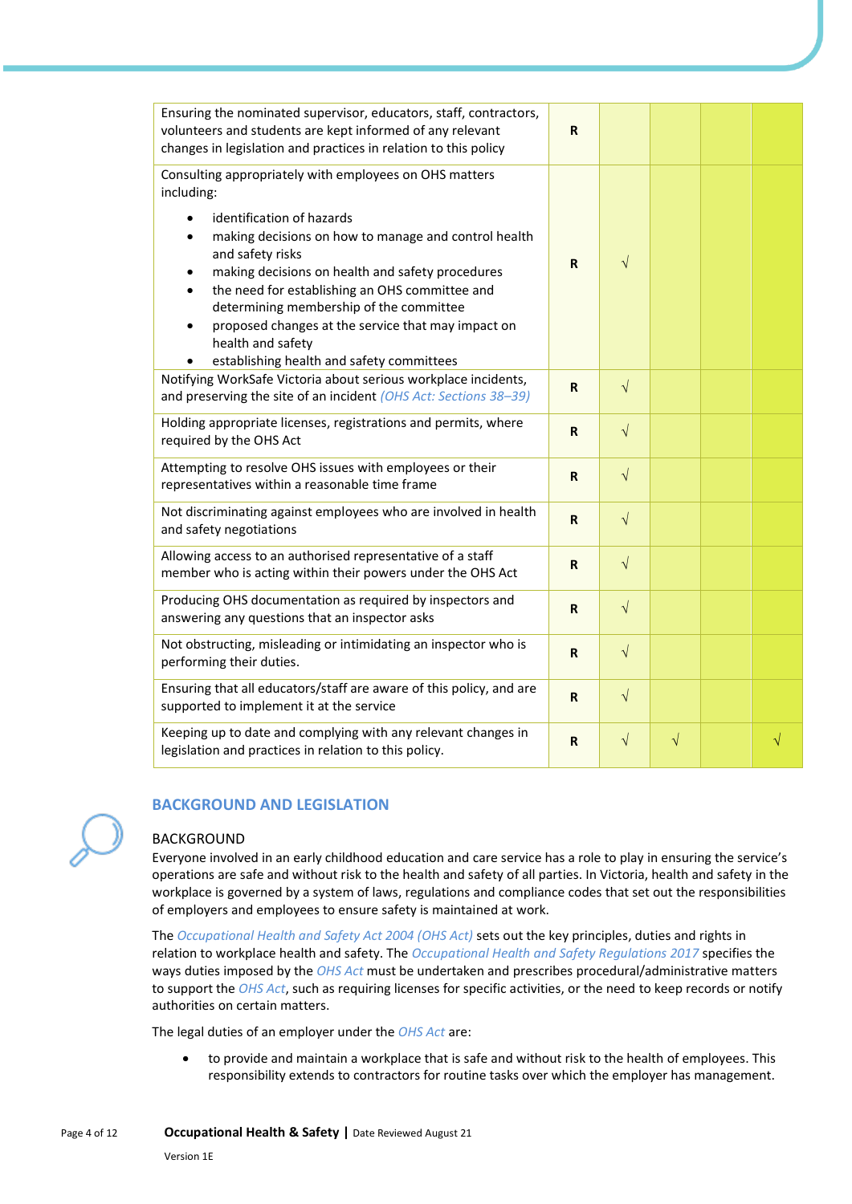| | | | | | |
|---|---|---|---|---|---|
| Ensuring the nominated supervisor, educators, staff, contractors, volunteers and students are kept informed of any relevant changes in legislation and practices in relation to this policy | R | | | | |
| Consulting appropriately with employees on OHS matters including:<br>• identification of hazards<br>• making decisions on how to manage and control health and safety risks<br>• making decisions on health and safety procedures<br>• the need for establishing an OHS committee and determining membership of the committee<br>• proposed changes at the service that may impact on health and safety<br>• establishing health and safety committees | R | √ | | | |
| Notifying WorkSafe Victoria about serious workplace incidents, and preserving the site of an incident *(OHS Act: Sections 38–39)* | R | √ | | | |
| Holding appropriate licenses, registrations and permits, where required by the OHS Act | R | √ | | | |
| Attempting to resolve OHS issues with employees or their representatives within a reasonable time frame | R | √ | | | |
| Not discriminating against employees who are involved in health and safety negotiations | R | √ | | | |
| Allowing access to an authorised representative of a staff member who is acting within their powers under the OHS Act | R | √ | | | |
| Producing OHS documentation as required by inspectors and answering any questions that an inspector asks | R | √ | | | |
| Not obstructing, misleading or intimidating an inspector who is performing their duties. | R | √ | | | |
| Ensuring that all educators/staff are aware of this policy, and are supported to implement it at the service | R | √ | | | |
| Keeping up to date and complying with any relevant changes in legislation and practices in relation to this policy. | R | √ | √ | | √ |

## BACKGROUND AND LEGISLATION

### BACKGROUND

Everyone involved in an early childhood education and care service has a role to play in ensuring the service's operations are safe and without risk to the health and safety of all parties. In Victoria, health and safety in the workplace is governed by a system of laws, regulations and compliance codes that set out the responsibilities of employers and employees to ensure safety is maintained at work.

The *Occupational Health and Safety Act 2004 (OHS Act)* sets out the key principles, duties and rights in relation to workplace health and safety. The *Occupational Health and Safety Regulations 2017* specifies the ways duties imposed by the *OHS Act* must be undertaken and prescribes procedural/administrative matters to support the *OHS Act*, such as requiring licenses for specific activities, or the need to keep records or notify authorities on certain matters.

The legal duties of an employer under the *OHS Act* are:

- to provide and maintain a workplace that is safe and without risk to the health of employees. This responsibility extends to contractors for routine tasks over which the employer has management.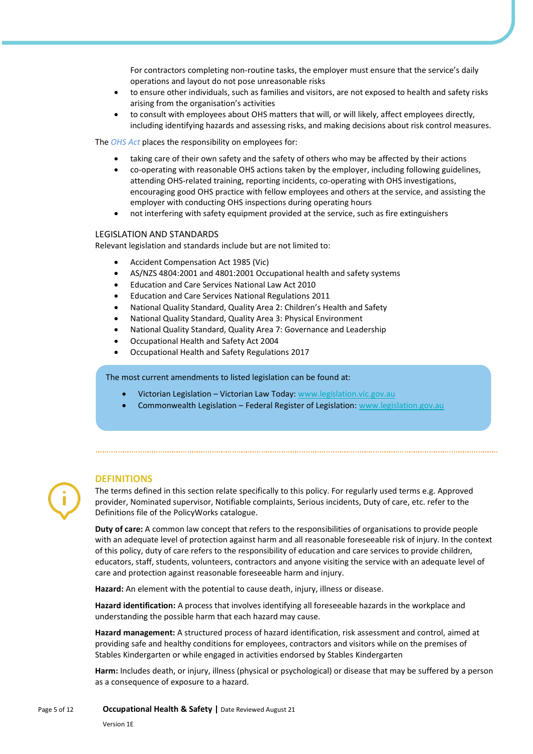For contractors completing non-routine tasks, the employer must ensure that the service's daily operations and layout do not pose unreasonable risks

- to ensure other individuals, such as families and visitors, are not exposed to health and safety risks arising from the organisation's activities
- to consult with employees about OHS matters that will, or will likely, affect employees directly, including identifying hazards and assessing risks, and making decisions about risk control measures.

The *OHS Act* places the responsibility on employees for:

- taking care of their own safety and the safety of others who may be affected by their actions
- co-operating with reasonable OHS actions taken by the employer, including following guidelines, attending OHS-related training, reporting incidents, co-operating with OHS investigations, encouraging good OHS practice with fellow employees and others at the service, and assisting the employer with conducting OHS inspections during operating hours
- not interfering with safety equipment provided at the service, such as fire extinguishers

### LEGISLATION AND STANDARDS

Relevant legislation and standards include but are not limited to:

- Accident Compensation Act 1985 (Vic)
- AS/NZS 4804:2001 and 4801:2001 Occupational health and safety systems
- Education and Care Services National Law Act 2010
- Education and Care Services National Regulations 2011
- National Quality Standard, Quality Area 2: Children's Health and Safety
- National Quality Standard, Quality Area 3: Physical Environment
- National Quality Standard, Quality Area 7: Governance and Leadership
- Occupational Health and Safety Act 2004
- Occupational Health and Safety Regulations 2017

The most current amendments to listed legislation can be found at:

- Victorian Legislation – Victorian Law Today: www.legislation.vic.gov.au
- Commonwealth Legislation – Federal Register of Legislation: www.legislation.gov.au

## DEFINITIONS

The terms defined in this section relate specifically to this policy. For regularly used terms e.g. Approved provider, Nominated supervisor, Notifiable complaints, Serious incidents, Duty of care, etc. refer to the Definitions file of the PolicyWorks catalogue.

**Duty of care:** A common law concept that refers to the responsibilities of organisations to provide people with an adequate level of protection against harm and all reasonable foreseeable risk of injury. In the context of this policy, duty of care refers to the responsibility of education and care services to provide children, educators, staff, students, volunteers, contractors and anyone visiting the service with an adequate level of care and protection against reasonable foreseeable harm and injury.

**Hazard:** An element with the potential to cause death, injury, illness or disease.

**Hazard identification:** A process that involves identifying all foreseeable hazards in the workplace and understanding the possible harm that each hazard may cause.

**Hazard management:** A structured process of hazard identification, risk assessment and control, aimed at providing safe and healthy conditions for employees, contractors and visitors while on the premises of Stables Kindergarten or while engaged in activities endorsed by Stables Kindergarten

**Harm:** Includes death, or injury, illness (physical or psychological) or disease that may be suffered by a person as a consequence of exposure to a hazard.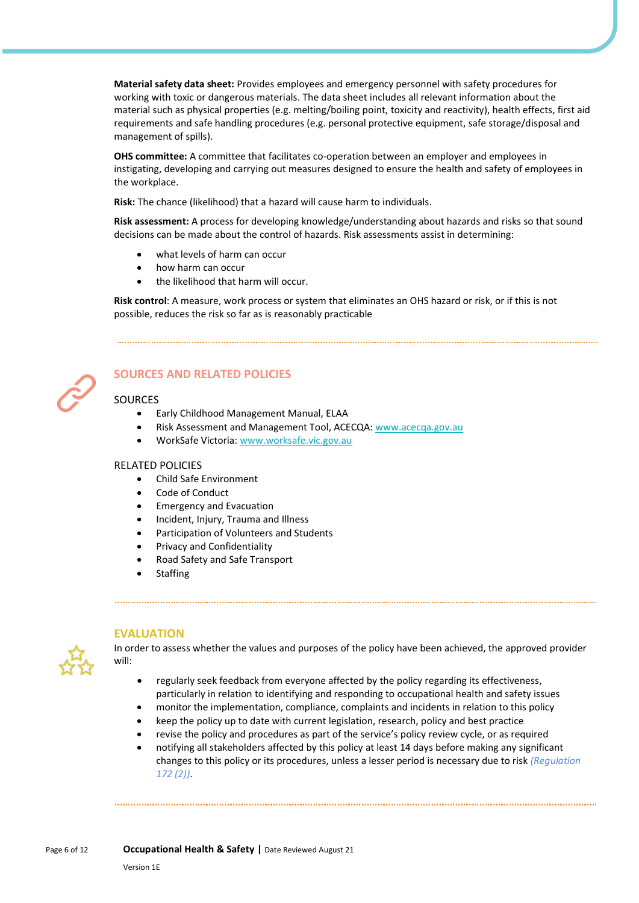**Material safety data sheet:** Provides employees and emergency personnel with safety procedures for working with toxic or dangerous materials. The data sheet includes all relevant information about the material such as physical properties (e.g. melting/boiling point, toxicity and reactivity), health effects, first aid requirements and safe handling procedures (e.g. personal protective equipment, safe storage/disposal and management of spills).

**OHS committee:** A committee that facilitates co-operation between an employer and employees in instigating, developing and carrying out measures designed to ensure the health and safety of employees in the workplace.

**Risk:** The chance (likelihood) that a hazard will cause harm to individuals.

**Risk assessment:** A process for developing knowledge/understanding about hazards and risks so that sound decisions can be made about the control of hazards. Risk assessments assist in determining:

- what levels of harm can occur
- how harm can occur
- the likelihood that harm will occur.

**Risk control**: A measure, work process or system that eliminates an OHS hazard or risk, or if this is not possible, reduces the risk so far as is reasonably practicable

## SOURCES AND RELATED POLICIES

### SOURCES

- Early Childhood Management Manual, ELAA
- Risk Assessment and Management Tool, ACECQA: www.acecqa.gov.au
- WorkSafe Victoria: www.worksafe.vic.gov.au

### RELATED POLICIES

- Child Safe Environment
- Code of Conduct
- Emergency and Evacuation
- Incident, Injury, Trauma and Illness
- Participation of Volunteers and Students
- Privacy and Confidentiality
- Road Safety and Safe Transport
- Staffing

## EVALUATION

In order to assess whether the values and purposes of the policy have been achieved, the approved provider will:

- regularly seek feedback from everyone affected by the policy regarding its effectiveness, particularly in relation to identifying and responding to occupational health and safety issues
- monitor the implementation, compliance, complaints and incidents in relation to this policy
- keep the policy up to date with current legislation, research, policy and best practice
- revise the policy and procedures as part of the service's policy review cycle, or as required
- notifying all stakeholders affected by this policy at least 14 days before making any significant changes to this policy or its procedures, unless a lesser period is necessary due to risk *(Regulation 172 (2))*.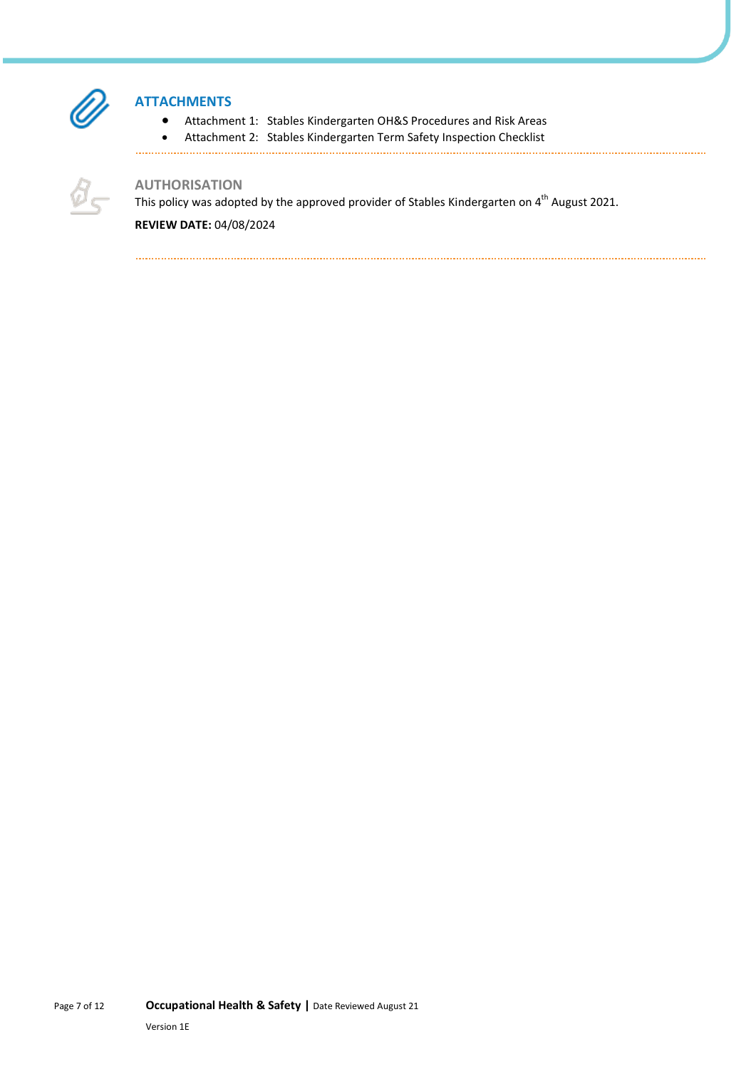## ATTACHMENTS

- Attachment 1: Stables Kindergarten OH&S Procedures and Risk Areas
- Attachment 2: Stables Kindergarten Term Safety Inspection Checklist

## AUTHORISATION

This policy was adopted by the approved provider of Stables Kindergarten on 4th August 2021.

**REVIEW DATE:** 04/08/2024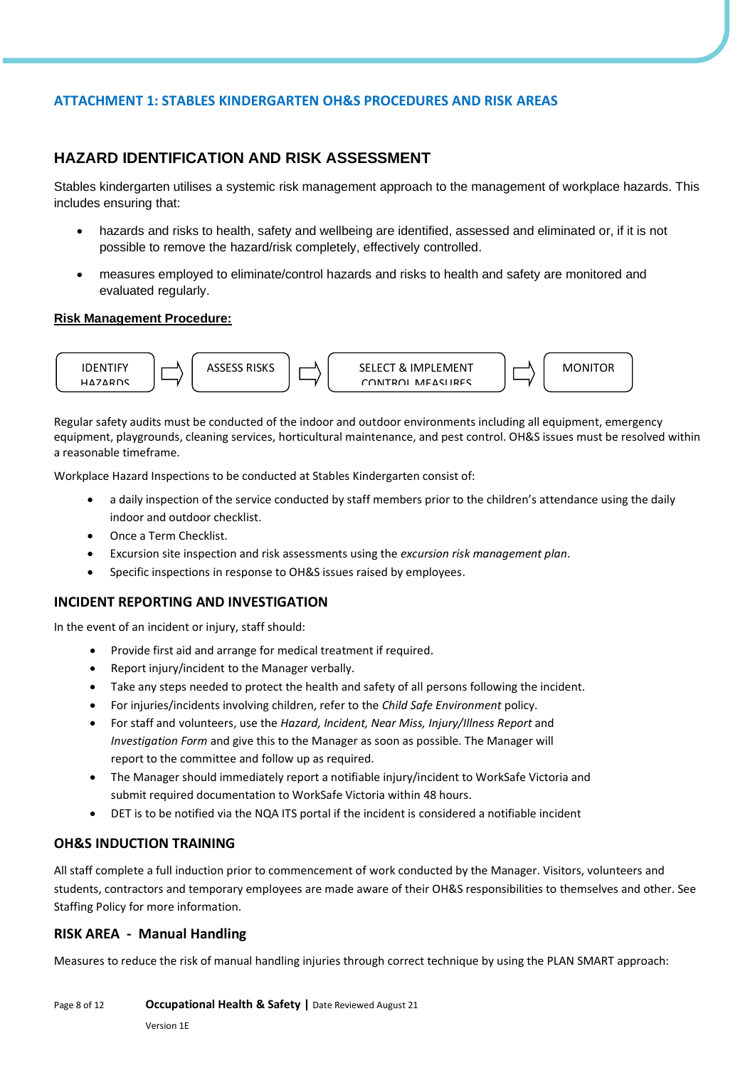## ATTACHMENT 1: STABLES KINDERGARTEN OH&S PROCEDURES AND RISK AREAS

## HAZARD IDENTIFICATION AND RISK ASSESSMENT

Stables kindergarten utilises a systemic risk management approach to the management of workplace hazards. This includes ensuring that:

- hazards and risks to health, safety and wellbeing are identified, assessed and eliminated or, if it is not possible to remove the hazard/risk completely, effectively controlled.
- measures employed to eliminate/control hazards and risks to health and safety are monitored and evaluated regularly.

**Risk Management Procedure:**

IDENTIFY HAZARDS ⇨ ASSESS RISKS ⇨ SELECT & IMPLEMENT CONTROL MEASURES ⇨ MONITOR

Regular safety audits must be conducted of the indoor and outdoor environments including all equipment, emergency equipment, playgrounds, cleaning services, horticultural maintenance, and pest control. OH&S issues must be resolved within a reasonable timeframe.

Workplace Hazard Inspections to be conducted at Stables Kindergarten consist of:

- a daily inspection of the service conducted by staff members prior to the children's attendance using the daily indoor and outdoor checklist.
- Once a Term Checklist.
- Excursion site inspection and risk assessments using the *excursion risk management plan*.
- Specific inspections in response to OH&S issues raised by employees.

### INCIDENT REPORTING AND INVESTIGATION

In the event of an incident or injury, staff should:

- Provide first aid and arrange for medical treatment if required.
- Report injury/incident to the Manager verbally.
- Take any steps needed to protect the health and safety of all persons following the incident.
- For injuries/incidents involving children, refer to the *Child Safe Environment* policy.
- For staff and volunteers, use the *Hazard, Incident, Near Miss, Injury/Illness Report* and *Investigation Form* and give this to the Manager as soon as possible. The Manager will report to the committee and follow up as required.
- The Manager should immediately report a notifiable injury/incident to WorkSafe Victoria and submit required documentation to WorkSafe Victoria within 48 hours.
- DET is to be notified via the NQA ITS portal if the incident is considered a notifiable incident

### OH&S INDUCTION TRAINING

All staff complete a full induction prior to commencement of work conducted by the Manager. Visitors, volunteers and students, contractors and temporary employees are made aware of their OH&S responsibilities to themselves and other. See Staffing Policy for more information.

### RISK AREA - Manual Handling

Measures to reduce the risk of manual handling injuries through correct technique by using the PLAN SMART approach: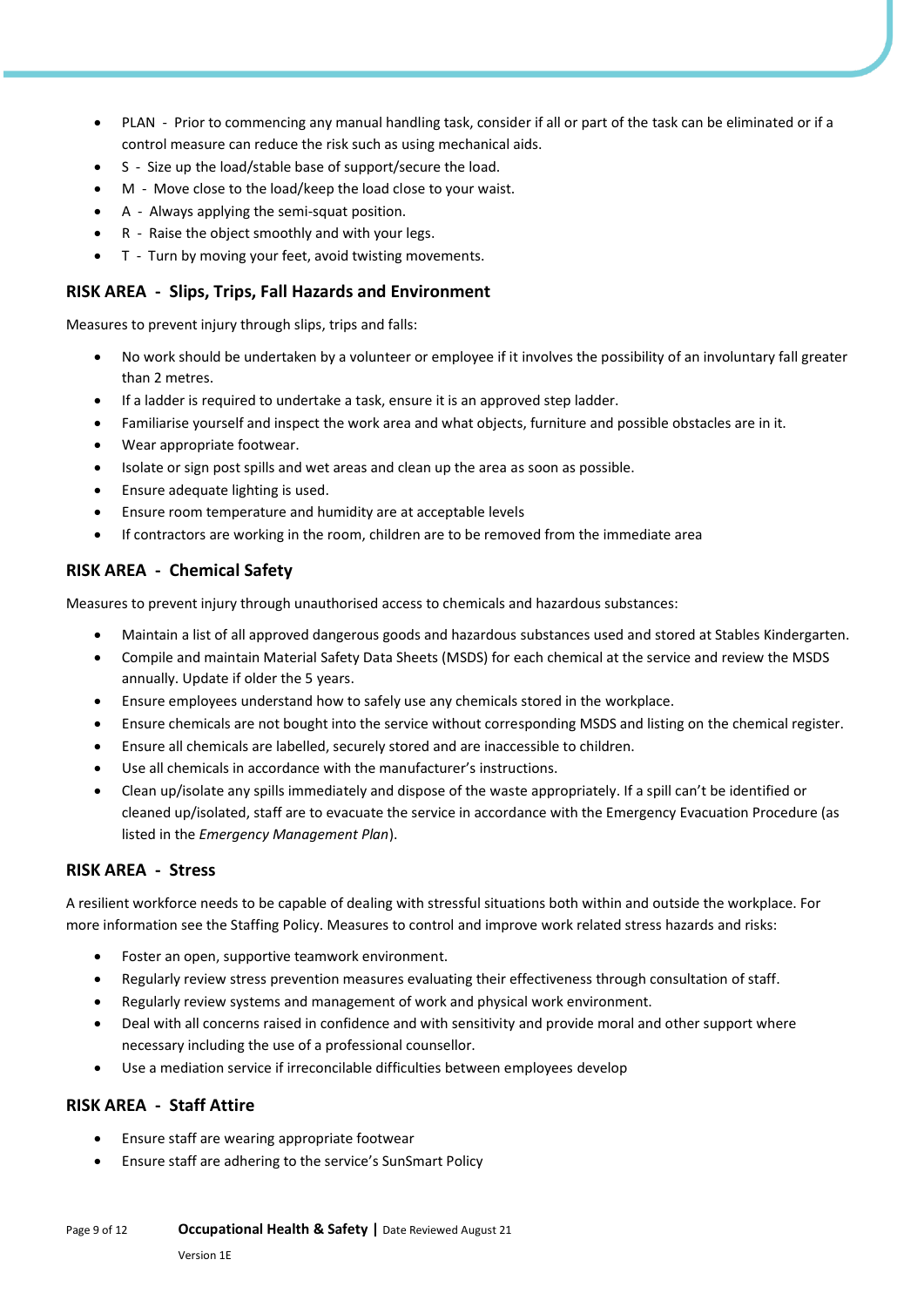- PLAN - Prior to commencing any manual handling task, consider if all or part of the task can be eliminated or if a control measure can reduce the risk such as using mechanical aids.
- S - Size up the load/stable base of support/secure the load.
- M - Move close to the load/keep the load close to your waist.
- A - Always applying the semi-squat position.
- R - Raise the object smoothly and with your legs.
- T - Turn by moving your feet, avoid twisting movements.

### RISK AREA - Slips, Trips, Fall Hazards and Environment

Measures to prevent injury through slips, trips and falls:

- No work should be undertaken by a volunteer or employee if it involves the possibility of an involuntary fall greater than 2 metres.
- If a ladder is required to undertake a task, ensure it is an approved step ladder.
- Familiarise yourself and inspect the work area and what objects, furniture and possible obstacles are in it.
- Wear appropriate footwear.
- Isolate or sign post spills and wet areas and clean up the area as soon as possible.
- Ensure adequate lighting is used.
- Ensure room temperature and humidity are at acceptable levels
- If contractors are working in the room, children are to be removed from the immediate area

### RISK AREA - Chemical Safety

Measures to prevent injury through unauthorised access to chemicals and hazardous substances:

- Maintain a list of all approved dangerous goods and hazardous substances used and stored at Stables Kindergarten.
- Compile and maintain Material Safety Data Sheets (MSDS) for each chemical at the service and review the MSDS annually. Update if older the 5 years.
- Ensure employees understand how to safely use any chemicals stored in the workplace.
- Ensure chemicals are not bought into the service without corresponding MSDS and listing on the chemical register.
- Ensure all chemicals are labelled, securely stored and are inaccessible to children.
- Use all chemicals in accordance with the manufacturer's instructions.
- Clean up/isolate any spills immediately and dispose of the waste appropriately. If a spill can't be identified or cleaned up/isolated, staff are to evacuate the service in accordance with the Emergency Evacuation Procedure (as listed in the *Emergency Management Plan*).

### RISK AREA - Stress

A resilient workforce needs to be capable of dealing with stressful situations both within and outside the workplace. For more information see the Staffing Policy. Measures to control and improve work related stress hazards and risks:

- Foster an open, supportive teamwork environment.
- Regularly review stress prevention measures evaluating their effectiveness through consultation of staff.
- Regularly review systems and management of work and physical work environment.
- Deal with all concerns raised in confidence and with sensitivity and provide moral and other support where necessary including the use of a professional counsellor.
- Use a mediation service if irreconcilable difficulties between employees develop

### RISK AREA - Staff Attire

- Ensure staff are wearing appropriate footwear
- Ensure staff are adhering to the service's SunSmart Policy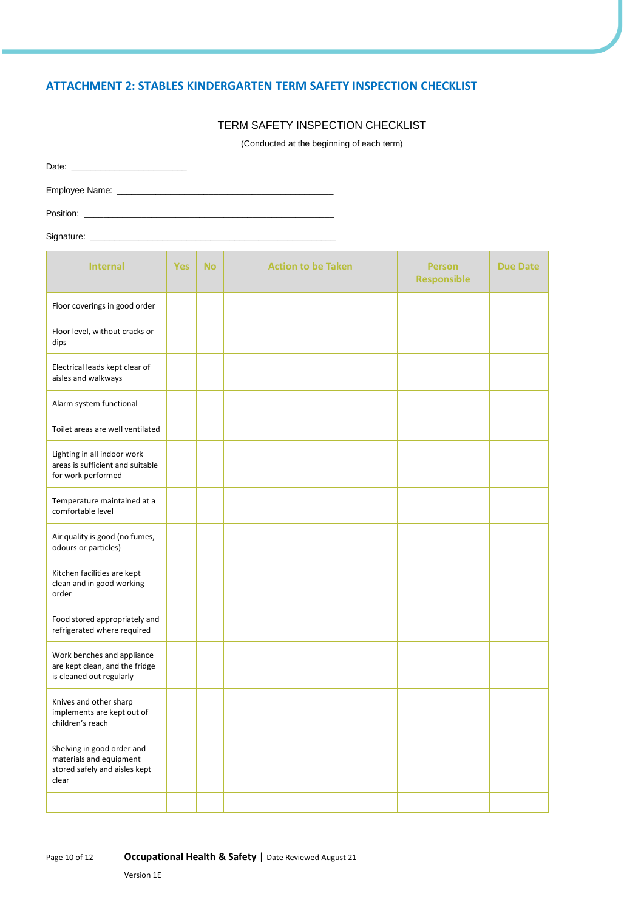## ATTACHMENT 2: STABLES KINDERGARTEN TERM SAFETY INSPECTION CHECKLIST

TERM SAFETY INSPECTION CHECKLIST

(Conducted at the beginning of each term)

Date: ______________________

Employee Name: ________________________________________

Position: ________________________________________________

Signature: _______________________________________________

| Internal | Yes | No | Action to be Taken | Person Responsible | Due Date |
|---|---|---|---|---|---|
| Floor coverings in good order | | | | | |
| Floor level, without cracks or dips | | | | | |
| Electrical leads kept clear of aisles and walkways | | | | | |
| Alarm system functional | | | | | |
| Toilet areas are well ventilated | | | | | |
| Lighting in all indoor work areas is sufficient and suitable for work performed | | | | | |
| Temperature maintained at a comfortable level | | | | | |
| Air quality is good (no fumes, odours or particles) | | | | | |
| Kitchen facilities are kept clean and in good working order | | | | | |
| Food stored appropriately and refrigerated where required | | | | | |
| Work benches and appliance are kept clean, and the fridge is cleaned out regularly | | | | | |
| Knives and other sharp implements are kept out of children's reach | | | | | |
| Shelving in good order and materials and equipment stored safely and aisles kept clear | | | | | |
| | | | | | |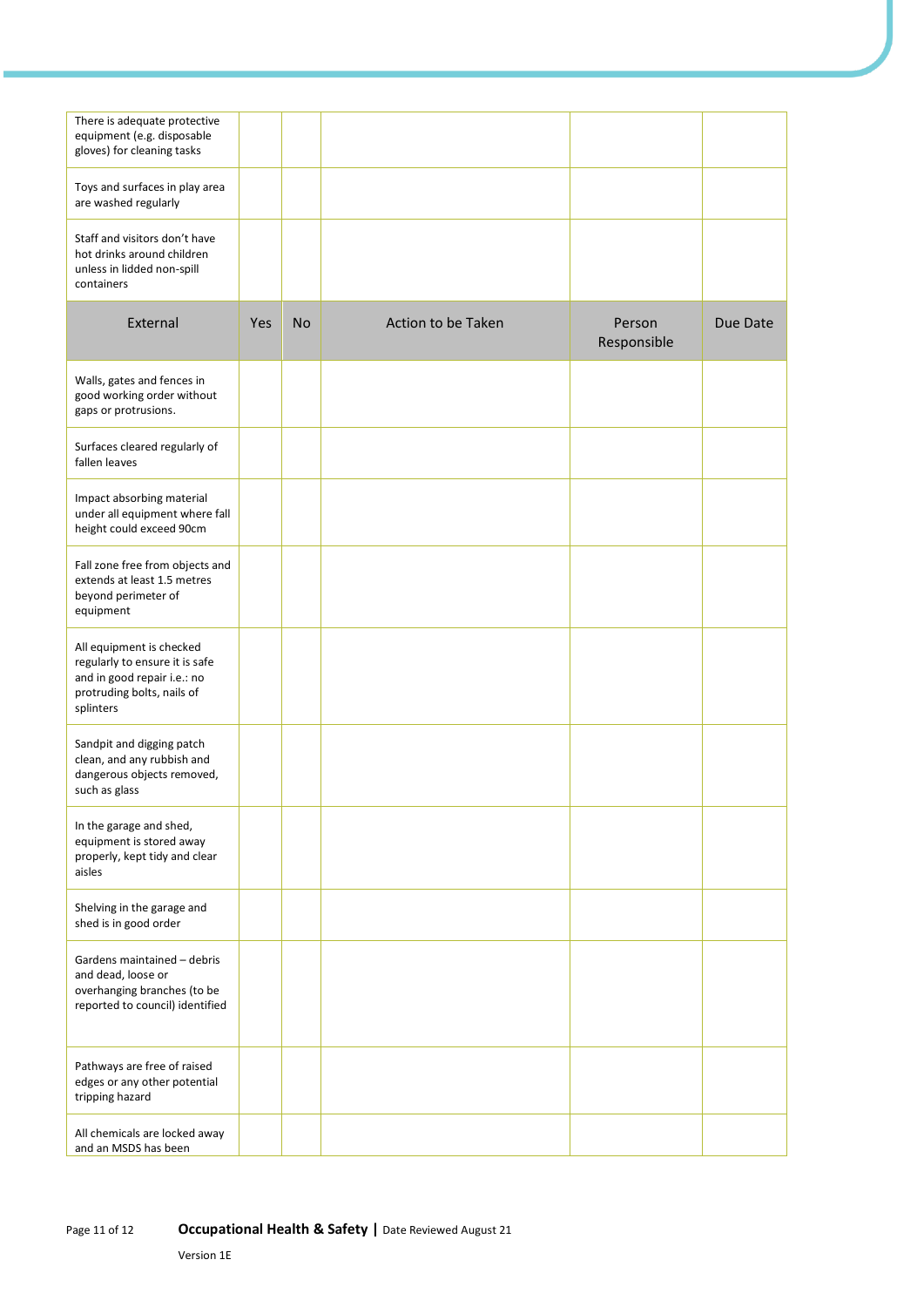| | | | | | |
|---|---|---|---|---|---|
| There is adequate protective equipment (e.g. disposable gloves) for cleaning tasks | | | | | |
| Toys and surfaces in play area are washed regularly | | | | | |
| Staff and visitors don't have hot drinks around children unless in lidded non-spill containers | | | | | |
| **External** | **Yes** | **No** | **Action to be Taken** | **Person Responsible** | **Due Date** |
| Walls, gates and fences in good working order without gaps or protrusions. | | | | | |
| Surfaces cleared regularly of fallen leaves | | | | | |
| Impact absorbing material under all equipment where fall height could exceed 90cm | | | | | |
| Fall zone free from objects and extends at least 1.5 metres beyond perimeter of equipment | | | | | |
| All equipment is checked regularly to ensure it is safe and in good repair i.e.: no protruding bolts, nails of splinters | | | | | |
| Sandpit and digging patch clean, and any rubbish and dangerous objects removed, such as glass | | | | | |
| In the garage and shed, equipment is stored away properly, kept tidy and clear aisles | | | | | |
| Shelving in the garage and shed is in good order | | | | | |
| Gardens maintained – debris and dead, loose or overhanging branches (to be reported to council) identified | | | | | |
| Pathways are free of raised edges or any other potential tripping hazard | | | | | |
| All chemicals are locked away and an MSDS has been | | | | | |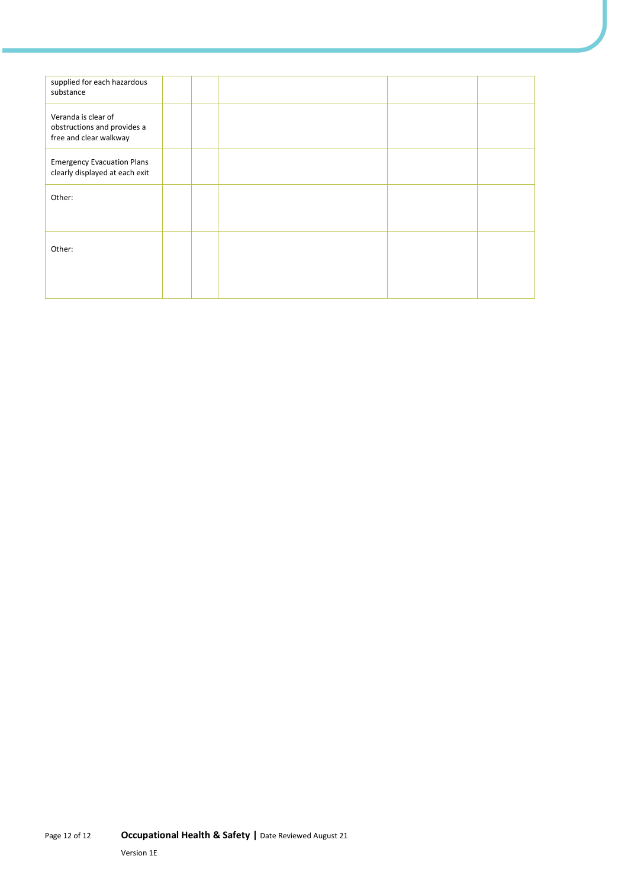| | | | | | |
|---|---|---|---|---|---|
| supplied for each hazardous substance | | | | | |
| Veranda is clear of obstructions and provides a free and clear walkway | | | | | |
| Emergency Evacuation Plans clearly displayed at each exit | | | | | |
| Other: | | | | | |
| Other: | | | | | |